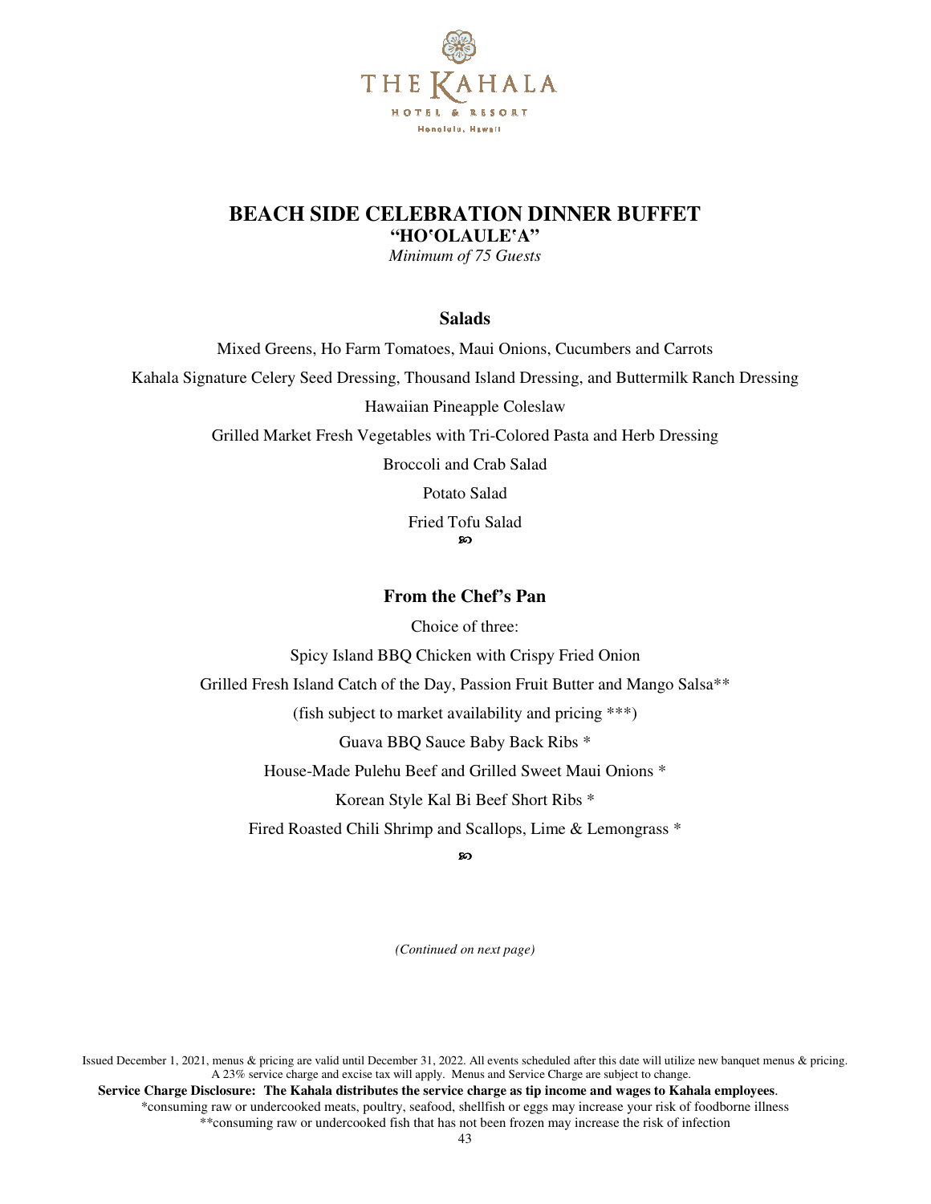# BEACH SIDE CELEBRATION DINNER BUFFET

## "HOʻOLAULEʻA"

*Minimum of 75 Guests*

### Salads

Mixed Greens, Ho Farm Tomatoes, Maui Onions, Cucumbers and Carrots

Kahala Signature Celery Seed Dressing, Thousand Island Dressing, and Buttermilk Ranch Dressing

Hawaiian Pineapple Coleslaw

Grilled Market Fresh Vegetables with Tri-Colored Pasta and Herb Dressing

Broccoli and Crab Salad

Potato Salad

Fried Tofu Salad

### From the Chef's Pan

Choice of three:

Spicy Island BBQ Chicken with Crispy Fried Onion

Grilled Fresh Island Catch of the Day, Passion Fruit Butter and Mango Salsa**

(fish subject to market availability and pricing ***)

Guava BBQ Sauce Baby Back Ribs *

House-Made Pulehu Beef and Grilled Sweet Maui Onions *

Korean Style Kal Bi Beef Short Ribs *

Fired Roasted Chili Shrimp and Scallops, Lime & Lemongrass *

*(Continued on next page)*

Issued December 1, 2021, menus & pricing are valid until December 31, 2022. All events scheduled after this date will utilize new banquet menus & pricing. A 23% service charge and excise tax will apply. Menus and Service Charge are subject to change.

**Service Charge Disclosure: The Kahala distributes the service charge as tip income and wages to Kahala employees**.

*consuming raw or undercooked meats, poultry, seafood, shellfish or eggs may increase your risk of foodborne illness

**consuming raw or undercooked fish that has not been frozen may increase the risk of infection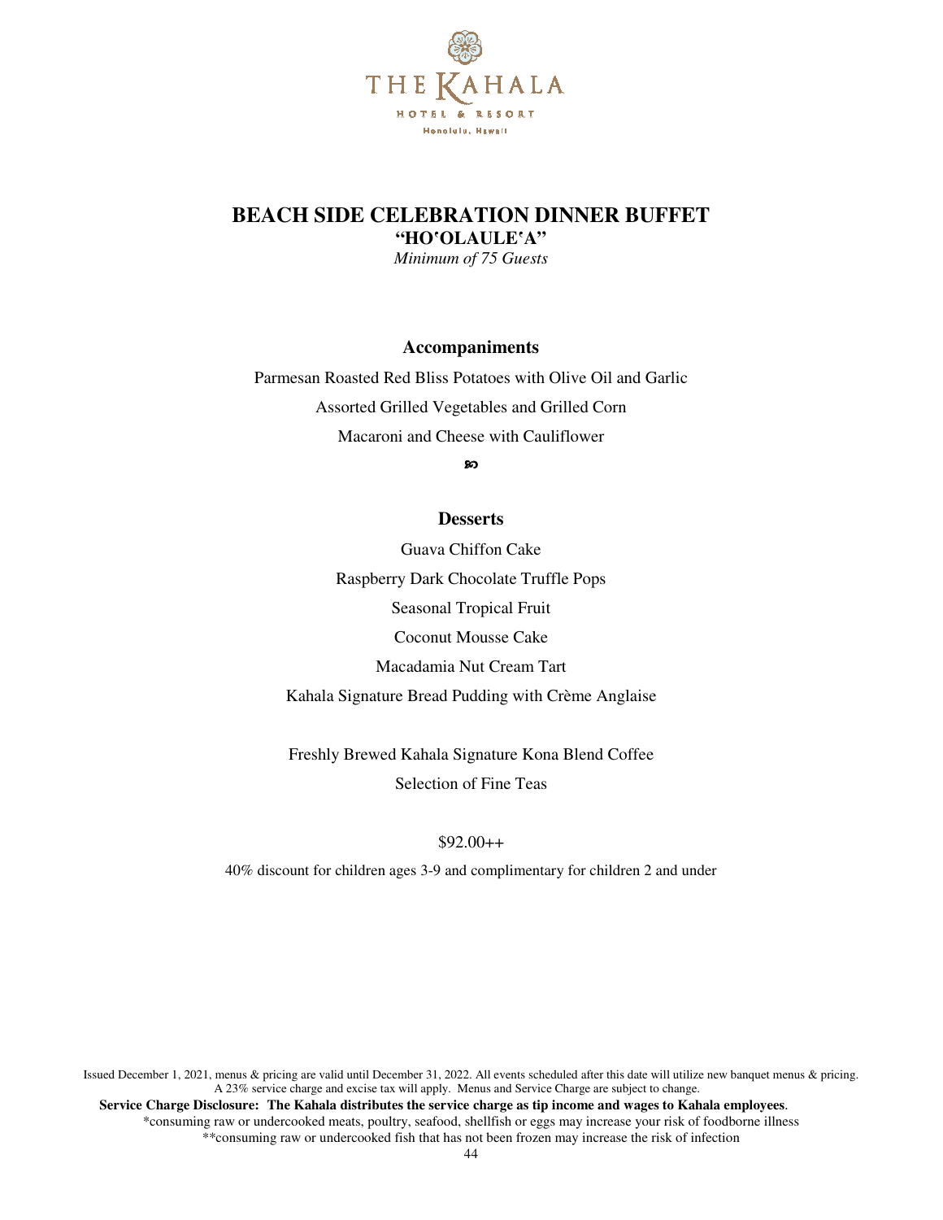# BEACH SIDE CELEBRATION DINNER BUFFET

**"HOʻOLAULEʻA"**

*Minimum of 75 Guests*

### Accompaniments

Parmesan Roasted Red Bliss Potatoes with Olive Oil and Garlic

Assorted Grilled Vegetables and Grilled Corn

Macaroni and Cheese with Cauliflower

### Desserts

Guava Chiffon Cake

Raspberry Dark Chocolate Truffle Pops

Seasonal Tropical Fruit

Coconut Mousse Cake

Macadamia Nut Cream Tart

Kahala Signature Bread Pudding with Crème Anglaise

Freshly Brewed Kahala Signature Kona Blend Coffee

Selection of Fine Teas

$92.00++

40% discount for children ages 3-9 and complimentary for children 2 and under

Issued December 1, 2021, menus & pricing are valid until December 31, 2022. All events scheduled after this date will utilize new banquet menus & pricing. A 23% service charge and excise tax will apply. Menus and Service Charge are subject to change.

**Service Charge Disclosure: The Kahala distributes the service charge as tip income and wages to Kahala employees**.

*consuming raw or undercooked meats, poultry, seafood, shellfish or eggs may increase your risk of foodborne illness

**consuming raw or undercooked fish that has not been frozen may increase the risk of infection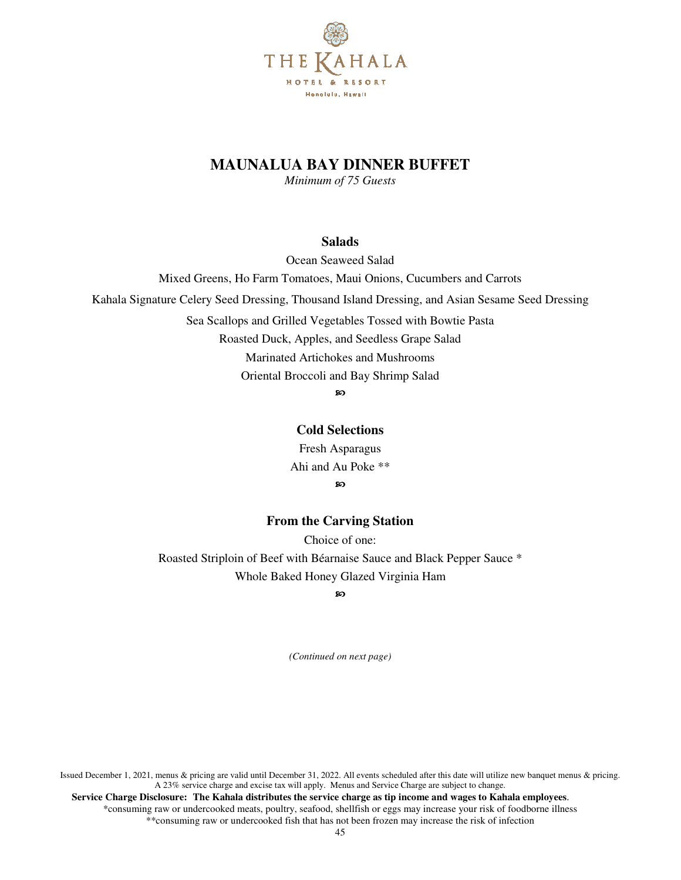THE KAHALA

HOTEL & RESORT

Honolulu, Hawaii

# MAUNALUA BAY DINNER BUFFET

*Minimum of 75 Guests*

## Salads

Ocean Seaweed Salad

Mixed Greens, Ho Farm Tomatoes, Maui Onions, Cucumbers and Carrots

Kahala Signature Celery Seed Dressing, Thousand Island Dressing, and Asian Sesame Seed Dressing

Sea Scallops and Grilled Vegetables Tossed with Bowtie Pasta

Roasted Duck, Apples, and Seedless Grape Salad

Marinated Artichokes and Mushrooms

Oriental Broccoli and Bay Shrimp Salad

## Cold Selections

Fresh Asparagus

Ahi and Au Poke **

## From the Carving Station

Choice of one:

Roasted Striploin of Beef with Béarnaise Sauce and Black Pepper Sauce *

Whole Baked Honey Glazed Virginia Ham

*(Continued on next page)*

Issued December 1, 2021, menus & pricing are valid until December 31, 2022. All events scheduled after this date will utilize new banquet menus & pricing. A 23% service charge and excise tax will apply. Menus and Service Charge are subject to change.

**Service Charge Disclosure: The Kahala distributes the service charge as tip income and wages to Kahala employees**.

*consuming raw or undercooked meats, poultry, seafood, shellfish or eggs may increase your risk of foodborne illness

**consuming raw or undercooked fish that has not been frozen may increase the risk of infection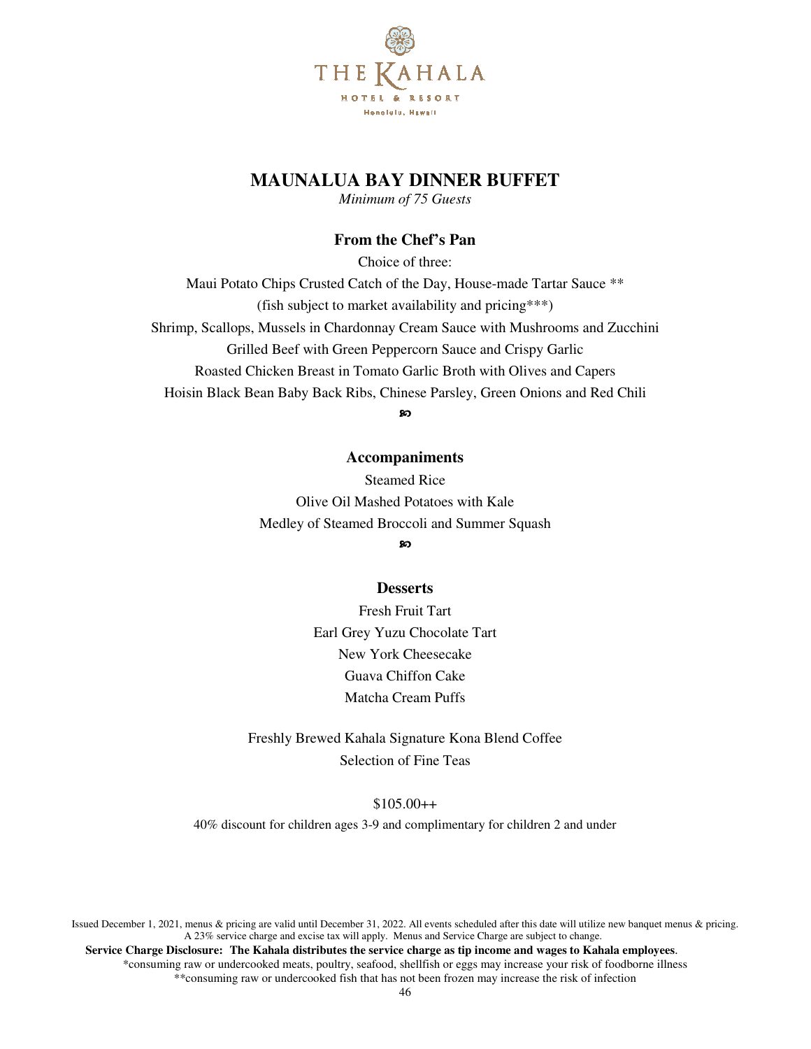THE KAHALA
HOTEL & RESORT
Honolulu, Hawaii

# MAUNALUA BAY DINNER BUFFET

*Minimum of 75 Guests*

## From the Chef's Pan

Choice of three:

Maui Potato Chips Crusted Catch of the Day, House-made Tartar Sauce **
(fish subject to market availability and pricing***)

Shrimp, Scallops, Mussels in Chardonnay Cream Sauce with Mushrooms and Zucchini

Grilled Beef with Green Peppercorn Sauce and Crispy Garlic

Roasted Chicken Breast in Tomato Garlic Broth with Olives and Capers

Hoisin Black Bean Baby Back Ribs, Chinese Parsley, Green Onions and Red Chili

## Accompaniments

Steamed Rice

Olive Oil Mashed Potatoes with Kale

Medley of Steamed Broccoli and Summer Squash

## Desserts

Fresh Fruit Tart

Earl Grey Yuzu Chocolate Tart

New York Cheesecake

Guava Chiffon Cake

Matcha Cream Puffs

Freshly Brewed Kahala Signature Kona Blend Coffee

Selection of Fine Teas

$105.00++

40% discount for children ages 3-9 and complimentary for children 2 and under

Issued December 1, 2021, menus & pricing are valid until December 31, 2022. All events scheduled after this date will utilize new banquet menus & pricing. A 23% service charge and excise tax will apply. Menus and Service Charge are subject to change.

**Service Charge Disclosure: The Kahala distributes the service charge as tip income and wages to Kahala employees**.

*consuming raw or undercooked meats, poultry, seafood, shellfish or eggs may increase your risk of foodborne illness

**consuming raw or undercooked fish that has not been frozen may increase the risk of infection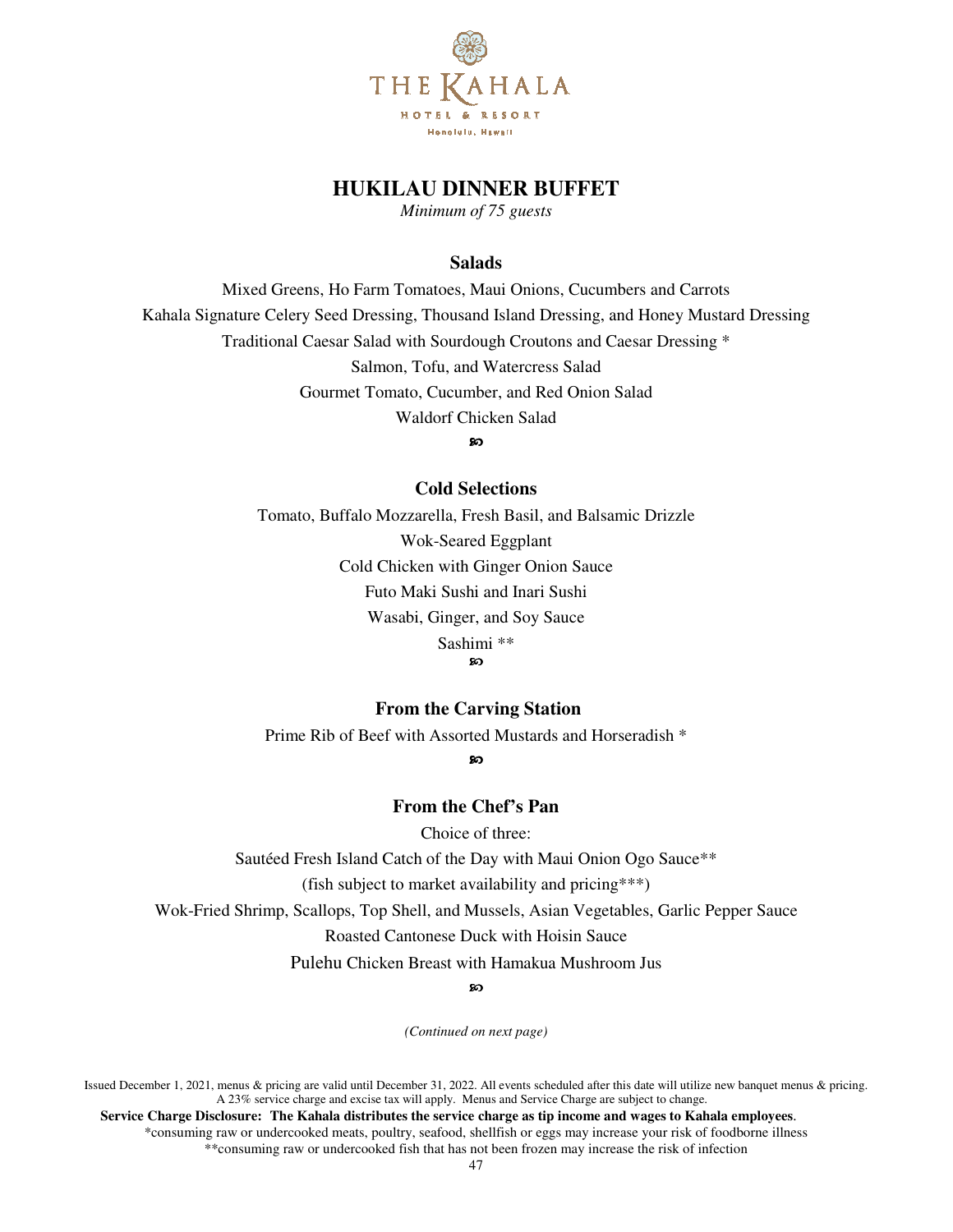THE KAHALA
HOTEL & RESORT
Honolulu, Hawaii

# HUKILAU DINNER BUFFET

*Minimum of 75 guests*

## Salads

Mixed Greens, Ho Farm Tomatoes, Maui Onions, Cucumbers and Carrots

Kahala Signature Celery Seed Dressing, Thousand Island Dressing, and Honey Mustard Dressing

Traditional Caesar Salad with Sourdough Croutons and Caesar Dressing *

Salmon, Tofu, and Watercress Salad

Gourmet Tomato, Cucumber, and Red Onion Salad

Waldorf Chicken Salad

## Cold Selections

Tomato, Buffalo Mozzarella, Fresh Basil, and Balsamic Drizzle

Wok-Seared Eggplant

Cold Chicken with Ginger Onion Sauce

Futo Maki Sushi and Inari Sushi

Wasabi, Ginger, and Soy Sauce

Sashimi **

## From the Carving Station

Prime Rib of Beef with Assorted Mustards and Horseradish *

## From the Chef's Pan

Choice of three:

Sautéed Fresh Island Catch of the Day with Maui Onion Ogo Sauce**

(fish subject to market availability and pricing***)

Wok-Fried Shrimp, Scallops, Top Shell, and Mussels, Asian Vegetables, Garlic Pepper Sauce

Roasted Cantonese Duck with Hoisin Sauce

Pulehu Chicken Breast with Hamakua Mushroom Jus

*(Continued on next page)*

Issued December 1, 2021, menus & pricing are valid until December 31, 2022. All events scheduled after this date will utilize new banquet menus & pricing. A 23% service charge and excise tax will apply. Menus and Service Charge are subject to change.

**Service Charge Disclosure: The Kahala distributes the service charge as tip income and wages to Kahala employees**.

*consuming raw or undercooked meats, poultry, seafood, shellfish or eggs may increase your risk of foodborne illness

**consuming raw or undercooked fish that has not been frozen may increase the risk of infection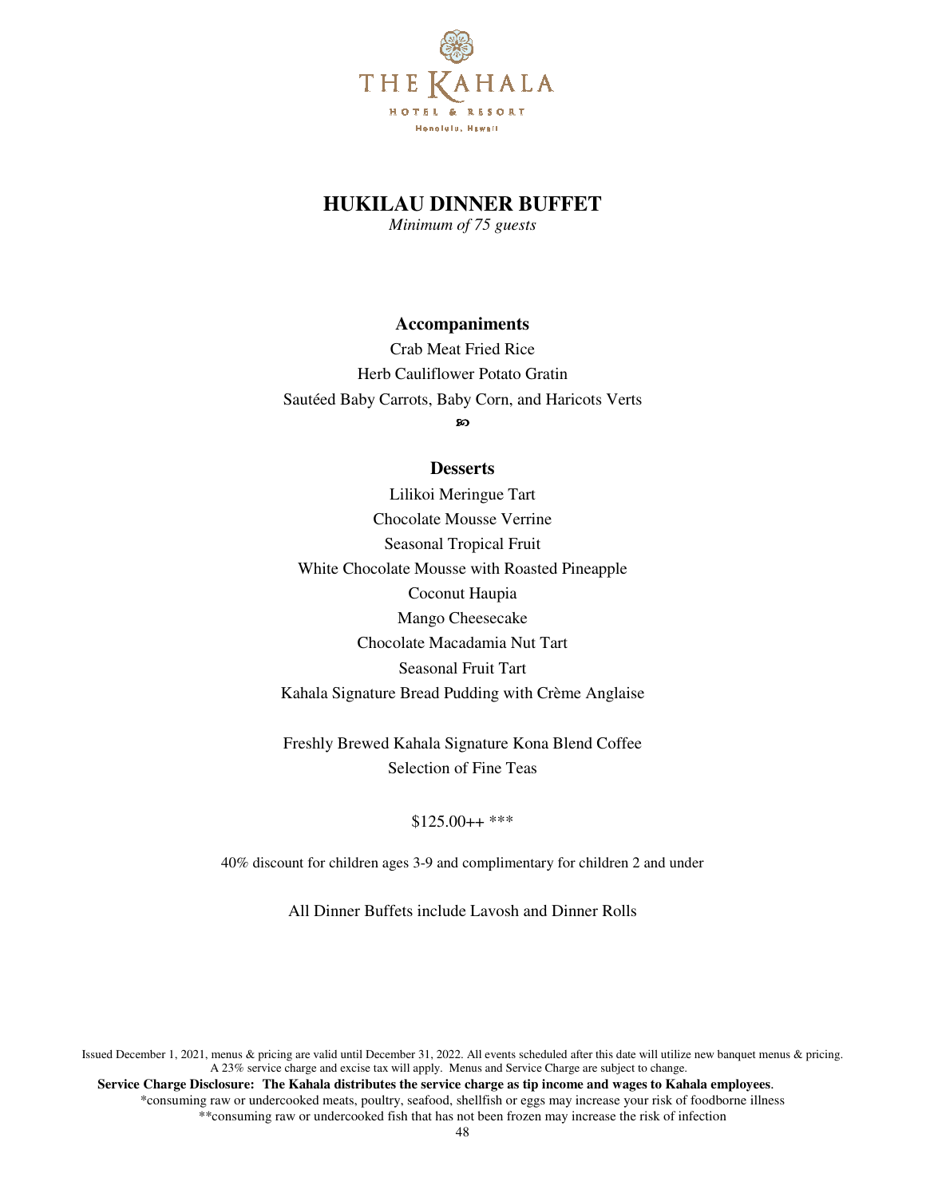THE KAHALA
HOTEL & RESORT
Honolulu, Hawaii

# HUKILAU DINNER BUFFET

*Minimum of 75 guests*

### Accompaniments

Crab Meat Fried Rice
Herb Cauliflower Potato Gratin
Sautéed Baby Carrots, Baby Corn, and Haricots Verts

### Desserts

Lilikoi Meringue Tart
Chocolate Mousse Verrine
Seasonal Tropical Fruit
White Chocolate Mousse with Roasted Pineapple
Coconut Haupia
Mango Cheesecake
Chocolate Macadamia Nut Tart
Seasonal Fruit Tart
Kahala Signature Bread Pudding with Crème Anglaise

Freshly Brewed Kahala Signature Kona Blend Coffee
Selection of Fine Teas

$125.00++ ***

40% discount for children ages 3-9 and complimentary for children 2 and under

All Dinner Buffets include Lavosh and Dinner Rolls

Issued December 1, 2021, menus & pricing are valid until December 31, 2022. All events scheduled after this date will utilize new banquet menus & pricing. A 23% service charge and excise tax will apply. Menus and Service Charge are subject to change.

**Service Charge Disclosure: The Kahala distributes the service charge as tip income and wages to Kahala employees**.

*consuming raw or undercooked meats, poultry, seafood, shellfish or eggs may increase your risk of foodborne illness

**consuming raw or undercooked fish that has not been frozen may increase the risk of infection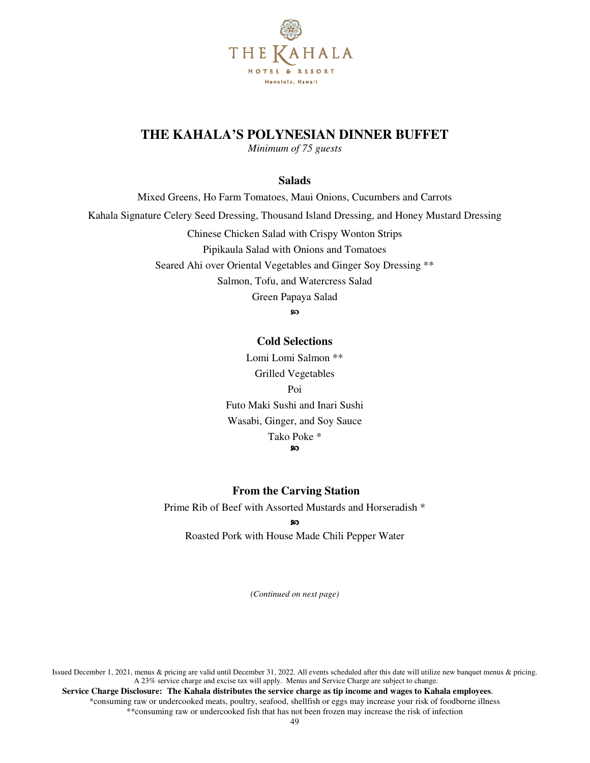# THE KAHALA'S POLYNESIAN DINNER BUFFET

*Minimum of 75 guests*

## Salads

Mixed Greens, Ho Farm Tomatoes, Maui Onions, Cucumbers and Carrots

Kahala Signature Celery Seed Dressing, Thousand Island Dressing, and Honey Mustard Dressing

Chinese Chicken Salad with Crispy Wonton Strips

Pipikaula Salad with Onions and Tomatoes

Seared Ahi over Oriental Vegetables and Ginger Soy Dressing **

Salmon, Tofu, and Watercress Salad

Green Papaya Salad

## Cold Selections

Lomi Lomi Salmon **

Grilled Vegetables

Poi

Futo Maki Sushi and Inari Sushi

Wasabi, Ginger, and Soy Sauce

Tako Poke *

## From the Carving Station

Prime Rib of Beef with Assorted Mustards and Horseradish *

Roasted Pork with House Made Chili Pepper Water

*(Continued on next page)*

Issued December 1, 2021, menus & pricing are valid until December 31, 2022. All events scheduled after this date will utilize new banquet menus & pricing. A 23% service charge and excise tax will apply. Menus and Service Charge are subject to change.

**Service Charge Disclosure: The Kahala distributes the service charge as tip income and wages to Kahala employees**.

*consuming raw or undercooked meats, poultry, seafood, shellfish or eggs may increase your risk of foodborne illness

**consuming raw or undercooked fish that has not been frozen may increase the risk of infection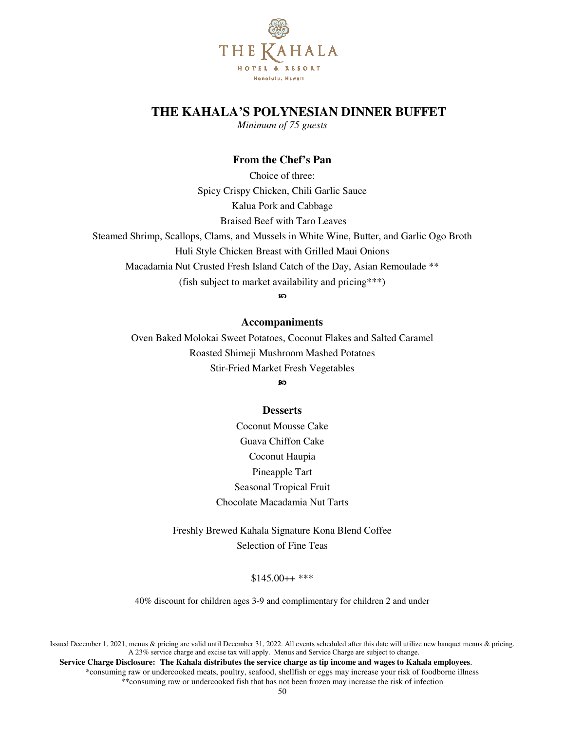THE KAHALA

HOTEL & RESORT

Honolulu, Hawaii

# THE KAHALA'S POLYNESIAN DINNER BUFFET

*Minimum of 75 guests*

## From the Chef's Pan

Choice of three:

Spicy Crispy Chicken, Chili Garlic Sauce

Kalua Pork and Cabbage

Braised Beef with Taro Leaves

Steamed Shrimp, Scallops, Clams, and Mussels in White Wine, Butter, and Garlic Ogo Broth

Huli Style Chicken Breast with Grilled Maui Onions

Macadamia Nut Crusted Fresh Island Catch of the Day, Asian Remoulade **

(fish subject to market availability and pricing***)

## Accompaniments

Oven Baked Molokai Sweet Potatoes, Coconut Flakes and Salted Caramel

Roasted Shimeji Mushroom Mashed Potatoes

Stir-Fried Market Fresh Vegetables

## Desserts

Coconut Mousse Cake

Guava Chiffon Cake

Coconut Haupia

Pineapple Tart

Seasonal Tropical Fruit

Chocolate Macadamia Nut Tarts

Freshly Brewed Kahala Signature Kona Blend Coffee

Selection of Fine Teas

$145.00++ ***

40% discount for children ages 3-9 and complimentary for children 2 and under

Issued December 1, 2021, menus & pricing are valid until December 31, 2022. All events scheduled after this date will utilize new banquet menus & pricing. A 23% service charge and excise tax will apply. Menus and Service Charge are subject to change.

**Service Charge Disclosure: The Kahala distributes the service charge as tip income and wages to Kahala employees**.

*consuming raw or undercooked meats, poultry, seafood, shellfish or eggs may increase your risk of foodborne illness

**consuming raw or undercooked fish that has not been frozen may increase the risk of infection